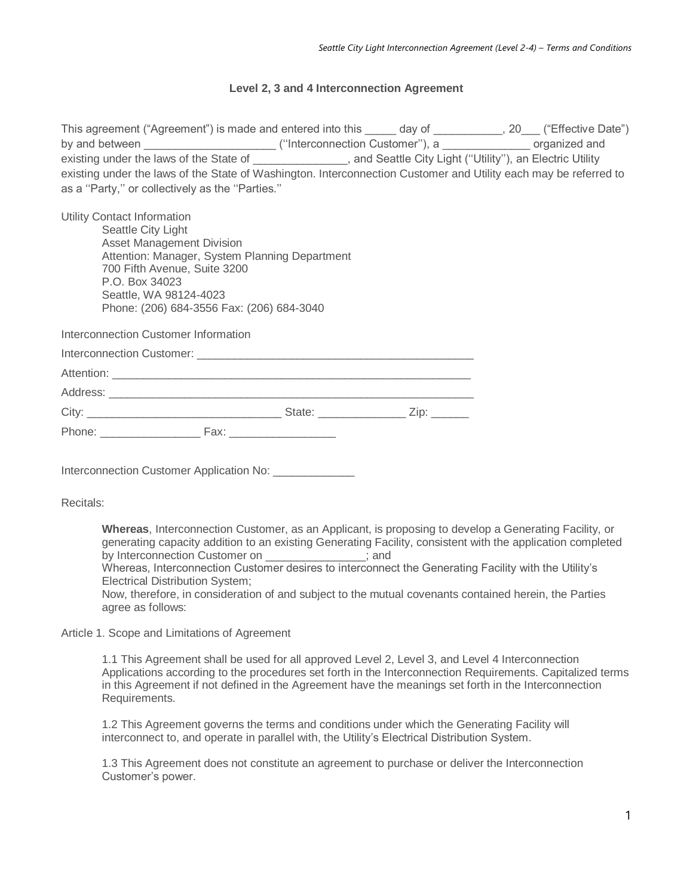# Level 2, 3 and 4 Interconnection Agreement

This agreement ("Agreement") is made and entered into this _____ day of ___________, 20___ ("Effective Date") by and between _____________________ (''Interconnection Customer''), a ______________ organized and existing under the laws of the State of _______________, and Seattle City Light (''Utility''), an Electric Utility existing under the laws of the State of Washington. Interconnection Customer and Utility each may be referred to as a ''Party,'' or collectively as the ''Parties.''

Utility Contact Information

Seattle City Light
Asset Management Division
Attention: Manager, System Planning Department
700 Fifth Avenue, Suite 3200
P.O. Box 34023
Seattle, WA 98124-4023
Phone: (206) 684-3556 Fax: (206) 684-3040

Interconnection Customer Information

Interconnection Customer: ____________________________________________

Attention: ___________________________________________________________

Address: ____________________________________________________________

City: ______________________________ State: ______________ Zip: ______

Phone: ________________ Fax: _________________

Interconnection Customer Application No: _____________

Recitals:

**Whereas**, Interconnection Customer, as an Applicant, is proposing to develop a Generating Facility, or generating capacity addition to an existing Generating Facility, consistent with the application completed by Interconnection Customer on ________________; and

Whereas, Interconnection Customer desires to interconnect the Generating Facility with the Utility's Electrical Distribution System;

Now, therefore, in consideration of and subject to the mutual covenants contained herein, the Parties agree as follows:

Article 1. Scope and Limitations of Agreement

1.1 This Agreement shall be used for all approved Level 2, Level 3, and Level 4 Interconnection Applications according to the procedures set forth in the Interconnection Requirements. Capitalized terms in this Agreement if not defined in the Agreement have the meanings set forth in the Interconnection Requirements.

1.2 This Agreement governs the terms and conditions under which the Generating Facility will interconnect to, and operate in parallel with, the Utility's Electrical Distribution System.

1.3 This Agreement does not constitute an agreement to purchase or deliver the Interconnection Customer's power.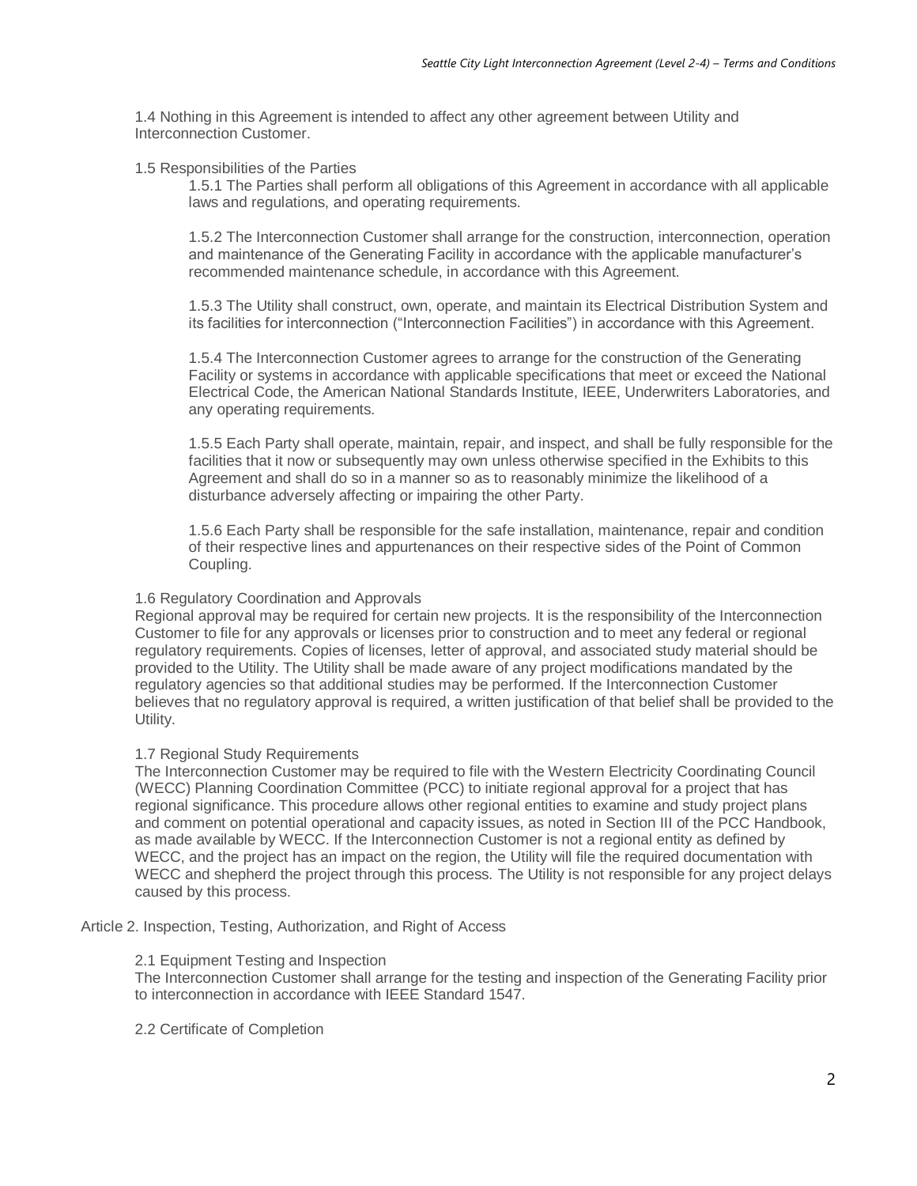1.4 Nothing in this Agreement is intended to affect any other agreement between Utility and Interconnection Customer.

1.5 Responsibilities of the Parties

1.5.1 The Parties shall perform all obligations of this Agreement in accordance with all applicable laws and regulations, and operating requirements.

1.5.2 The Interconnection Customer shall arrange for the construction, interconnection, operation and maintenance of the Generating Facility in accordance with the applicable manufacturer's recommended maintenance schedule, in accordance with this Agreement.

1.5.3 The Utility shall construct, own, operate, and maintain its Electrical Distribution System and its facilities for interconnection ("Interconnection Facilities") in accordance with this Agreement.

1.5.4 The Interconnection Customer agrees to arrange for the construction of the Generating Facility or systems in accordance with applicable specifications that meet or exceed the National Electrical Code, the American National Standards Institute, IEEE, Underwriters Laboratories, and any operating requirements.

1.5.5 Each Party shall operate, maintain, repair, and inspect, and shall be fully responsible for the facilities that it now or subsequently may own unless otherwise specified in the Exhibits to this Agreement and shall do so in a manner so as to reasonably minimize the likelihood of a disturbance adversely affecting or impairing the other Party.

1.5.6 Each Party shall be responsible for the safe installation, maintenance, repair and condition of their respective lines and appurtenances on their respective sides of the Point of Common Coupling.

1.6 Regulatory Coordination and Approvals

Regional approval may be required for certain new projects. It is the responsibility of the Interconnection Customer to file for any approvals or licenses prior to construction and to meet any federal or regional regulatory requirements. Copies of licenses, letter of approval, and associated study material should be provided to the Utility. The Utility shall be made aware of any project modifications mandated by the regulatory agencies so that additional studies may be performed. If the Interconnection Customer believes that no regulatory approval is required, a written justification of that belief shall be provided to the Utility.

1.7 Regional Study Requirements

The Interconnection Customer may be required to file with the Western Electricity Coordinating Council (WECC) Planning Coordination Committee (PCC) to initiate regional approval for a project that has regional significance. This procedure allows other regional entities to examine and study project plans and comment on potential operational and capacity issues, as noted in Section III of the PCC Handbook, as made available by WECC. If the Interconnection Customer is not a regional entity as defined by WECC, and the project has an impact on the region, the Utility will file the required documentation with WECC and shepherd the project through this process. The Utility is not responsible for any project delays caused by this process.

## Article 2. Inspection, Testing, Authorization, and Right of Access

2.1 Equipment Testing and Inspection

The Interconnection Customer shall arrange for the testing and inspection of the Generating Facility prior to interconnection in accordance with IEEE Standard 1547.

2.2 Certificate of Completion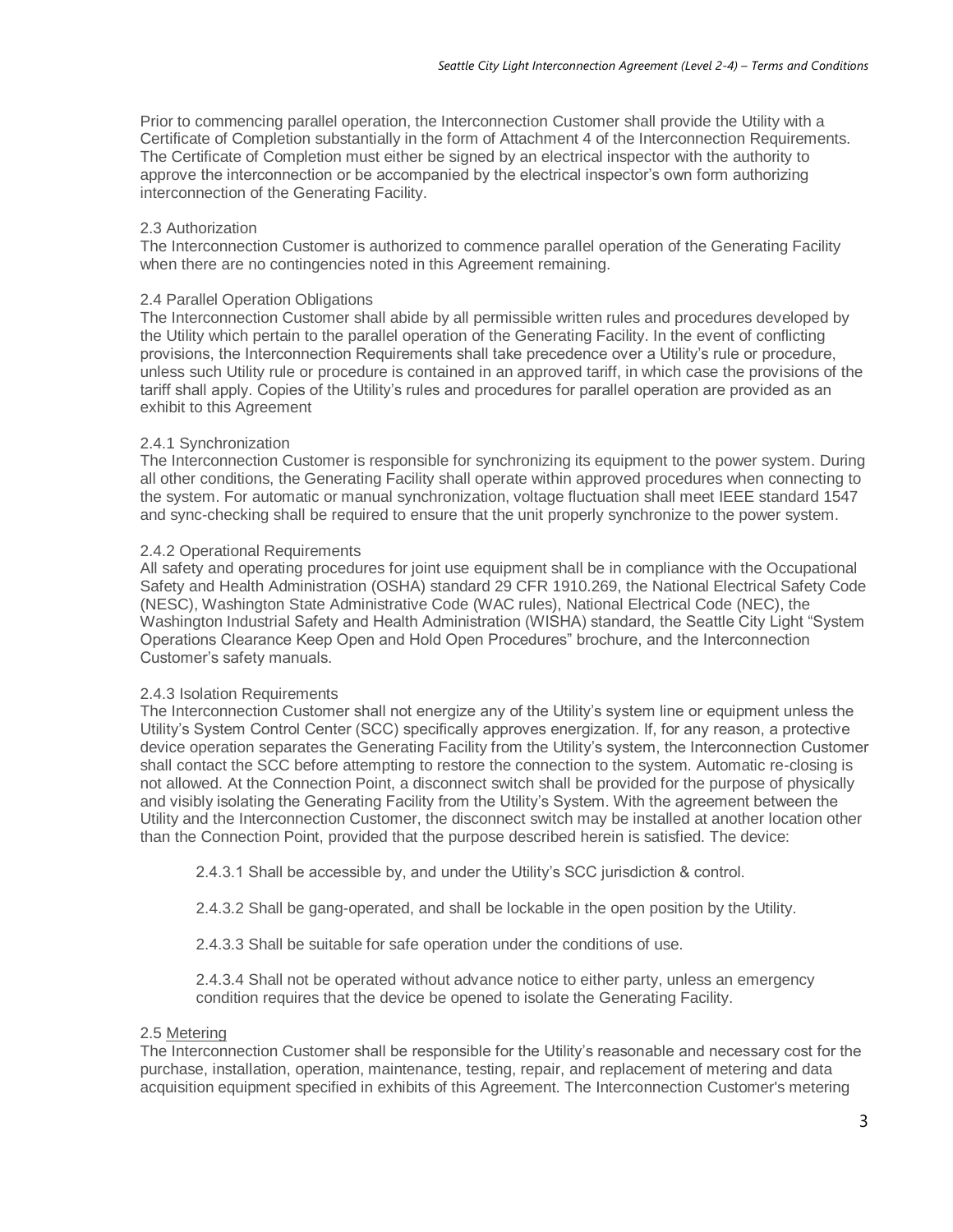Prior to commencing parallel operation, the Interconnection Customer shall provide the Utility with a Certificate of Completion substantially in the form of Attachment 4 of the Interconnection Requirements. The Certificate of Completion must either be signed by an electrical inspector with the authority to approve the interconnection or be accompanied by the electrical inspector's own form authorizing interconnection of the Generating Facility.

### 2.3 Authorization

The Interconnection Customer is authorized to commence parallel operation of the Generating Facility when there are no contingencies noted in this Agreement remaining.

### 2.4 Parallel Operation Obligations

The Interconnection Customer shall abide by all permissible written rules and procedures developed by the Utility which pertain to the parallel operation of the Generating Facility. In the event of conflicting provisions, the Interconnection Requirements shall take precedence over a Utility's rule or procedure, unless such Utility rule or procedure is contained in an approved tariff, in which case the provisions of the tariff shall apply. Copies of the Utility's rules and procedures for parallel operation are provided as an exhibit to this Agreement

#### 2.4.1 Synchronization

The Interconnection Customer is responsible for synchronizing its equipment to the power system. During all other conditions, the Generating Facility shall operate within approved procedures when connecting to the system. For automatic or manual synchronization, voltage fluctuation shall meet IEEE standard 1547 and sync-checking shall be required to ensure that the unit properly synchronize to the power system.

#### 2.4.2 Operational Requirements

All safety and operating procedures for joint use equipment shall be in compliance with the Occupational Safety and Health Administration (OSHA) standard 29 CFR 1910.269, the National Electrical Safety Code (NESC), Washington State Administrative Code (WAC rules), National Electrical Code (NEC), the Washington Industrial Safety and Health Administration (WISHA) standard, the Seattle City Light "System Operations Clearance Keep Open and Hold Open Procedures" brochure, and the Interconnection Customer's safety manuals.

#### 2.4.3 Isolation Requirements

The Interconnection Customer shall not energize any of the Utility's system line or equipment unless the Utility's System Control Center (SCC) specifically approves energization. If, for any reason, a protective device operation separates the Generating Facility from the Utility's system, the Interconnection Customer shall contact the SCC before attempting to restore the connection to the system. Automatic re-closing is not allowed. At the Connection Point, a disconnect switch shall be provided for the purpose of physically and visibly isolating the Generating Facility from the Utility's System. With the agreement between the Utility and the Interconnection Customer, the disconnect switch may be installed at another location other than the Connection Point, provided that the purpose described herein is satisfied. The device:

2.4.3.1 Shall be accessible by, and under the Utility's SCC jurisdiction & control.

2.4.3.2 Shall be gang-operated, and shall be lockable in the open position by the Utility.

2.4.3.3 Shall be suitable for safe operation under the conditions of use.

2.4.3.4 Shall not be operated without advance notice to either party, unless an emergency condition requires that the device be opened to isolate the Generating Facility.

### 2.5 Metering

The Interconnection Customer shall be responsible for the Utility's reasonable and necessary cost for the purchase, installation, operation, maintenance, testing, repair, and replacement of metering and data acquisition equipment specified in exhibits of this Agreement. The Interconnection Customer's metering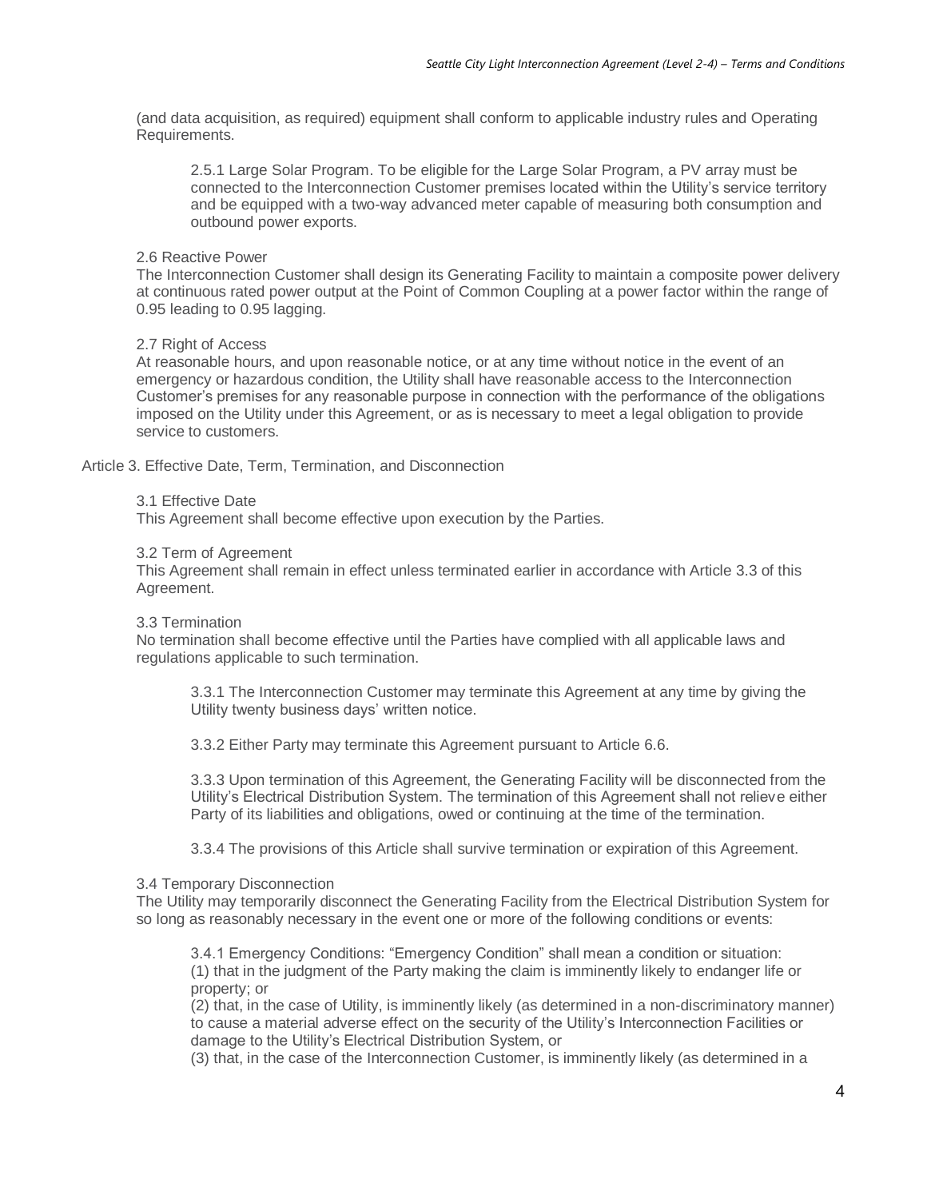(and data acquisition, as required) equipment shall conform to applicable industry rules and Operating Requirements.

2.5.1 Large Solar Program. To be eligible for the Large Solar Program, a PV array must be connected to the Interconnection Customer premises located within the Utility's service territory and be equipped with a two-way advanced meter capable of measuring both consumption and outbound power exports.

### 2.6 Reactive Power

The Interconnection Customer shall design its Generating Facility to maintain a composite power delivery at continuous rated power output at the Point of Common Coupling at a power factor within the range of 0.95 leading to 0.95 lagging.

### 2.7 Right of Access

At reasonable hours, and upon reasonable notice, or at any time without notice in the event of an emergency or hazardous condition, the Utility shall have reasonable access to the Interconnection Customer's premises for any reasonable purpose in connection with the performance of the obligations imposed on the Utility under this Agreement, or as is necessary to meet a legal obligation to provide service to customers.

## Article 3. Effective Date, Term, Termination, and Disconnection

### 3.1 Effective Date

This Agreement shall become effective upon execution by the Parties.

### 3.2 Term of Agreement

This Agreement shall remain in effect unless terminated earlier in accordance with Article 3.3 of this Agreement.

### 3.3 Termination

No termination shall become effective until the Parties have complied with all applicable laws and regulations applicable to such termination.

3.3.1 The Interconnection Customer may terminate this Agreement at any time by giving the Utility twenty business days' written notice.

3.3.2 Either Party may terminate this Agreement pursuant to Article 6.6.

3.3.3 Upon termination of this Agreement, the Generating Facility will be disconnected from the Utility's Electrical Distribution System. The termination of this Agreement shall not relieve either Party of its liabilities and obligations, owed or continuing at the time of the termination.

3.3.4 The provisions of this Article shall survive termination or expiration of this Agreement.

### 3.4 Temporary Disconnection

The Utility may temporarily disconnect the Generating Facility from the Electrical Distribution System for so long as reasonably necessary in the event one or more of the following conditions or events:

3.4.1 Emergency Conditions: "Emergency Condition" shall mean a condition or situation:
(1) that in the judgment of the Party making the claim is imminently likely to endanger life or property; or
(2) that, in the case of Utility, is imminently likely (as determined in a non-discriminatory manner) to cause a material adverse effect on the security of the Utility's Interconnection Facilities or damage to the Utility's Electrical Distribution System, or
(3) that, in the case of the Interconnection Customer, is imminently likely (as determined in a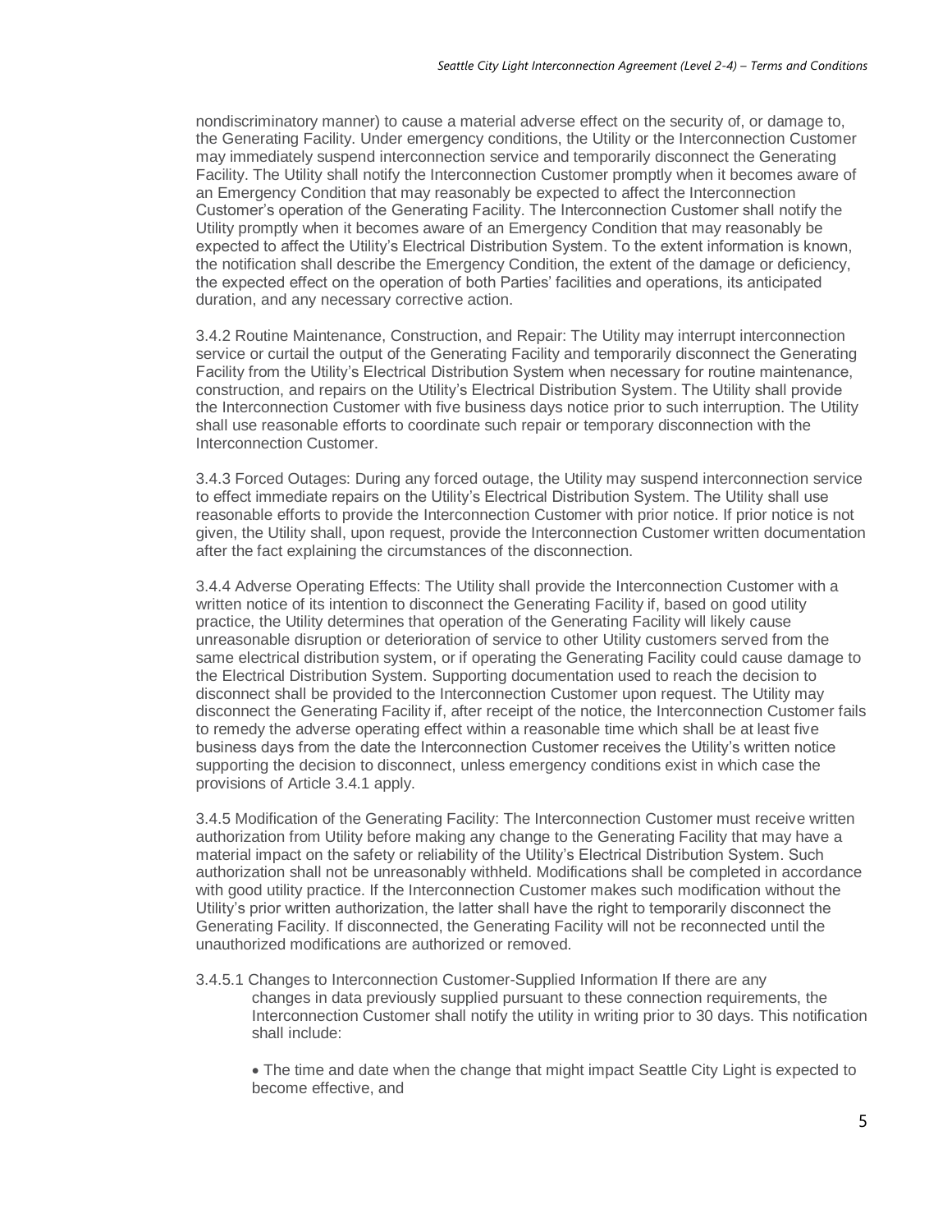nondiscriminatory manner) to cause a material adverse effect on the security of, or damage to, the Generating Facility. Under emergency conditions, the Utility or the Interconnection Customer may immediately suspend interconnection service and temporarily disconnect the Generating Facility. The Utility shall notify the Interconnection Customer promptly when it becomes aware of an Emergency Condition that may reasonably be expected to affect the Interconnection Customer's operation of the Generating Facility. The Interconnection Customer shall notify the Utility promptly when it becomes aware of an Emergency Condition that may reasonably be expected to affect the Utility's Electrical Distribution System. To the extent information is known, the notification shall describe the Emergency Condition, the extent of the damage or deficiency, the expected effect on the operation of both Parties' facilities and operations, its anticipated duration, and any necessary corrective action.

3.4.2 Routine Maintenance, Construction, and Repair: The Utility may interrupt interconnection service or curtail the output of the Generating Facility and temporarily disconnect the Generating Facility from the Utility's Electrical Distribution System when necessary for routine maintenance, construction, and repairs on the Utility's Electrical Distribution System. The Utility shall provide the Interconnection Customer with five business days notice prior to such interruption. The Utility shall use reasonable efforts to coordinate such repair or temporary disconnection with the Interconnection Customer.

3.4.3 Forced Outages: During any forced outage, the Utility may suspend interconnection service to effect immediate repairs on the Utility's Electrical Distribution System. The Utility shall use reasonable efforts to provide the Interconnection Customer with prior notice. If prior notice is not given, the Utility shall, upon request, provide the Interconnection Customer written documentation after the fact explaining the circumstances of the disconnection.

3.4.4 Adverse Operating Effects: The Utility shall provide the Interconnection Customer with a written notice of its intention to disconnect the Generating Facility if, based on good utility practice, the Utility determines that operation of the Generating Facility will likely cause unreasonable disruption or deterioration of service to other Utility customers served from the same electrical distribution system, or if operating the Generating Facility could cause damage to the Electrical Distribution System. Supporting documentation used to reach the decision to disconnect shall be provided to the Interconnection Customer upon request. The Utility may disconnect the Generating Facility if, after receipt of the notice, the Interconnection Customer fails to remedy the adverse operating effect within a reasonable time which shall be at least five business days from the date the Interconnection Customer receives the Utility's written notice supporting the decision to disconnect, unless emergency conditions exist in which case the provisions of Article 3.4.1 apply.

3.4.5 Modification of the Generating Facility: The Interconnection Customer must receive written authorization from Utility before making any change to the Generating Facility that may have a material impact on the safety or reliability of the Utility's Electrical Distribution System. Such authorization shall not be unreasonably withheld. Modifications shall be completed in accordance with good utility practice. If the Interconnection Customer makes such modification without the Utility's prior written authorization, the latter shall have the right to temporarily disconnect the Generating Facility. If disconnected, the Generating Facility will not be reconnected until the unauthorized modifications are authorized or removed.

3.4.5.1 Changes to Interconnection Customer-Supplied Information If there are any changes in data previously supplied pursuant to these connection requirements, the Interconnection Customer shall notify the utility in writing prior to 30 days. This notification shall include:

- The time and date when the change that might impact Seattle City Light is expected to become effective, and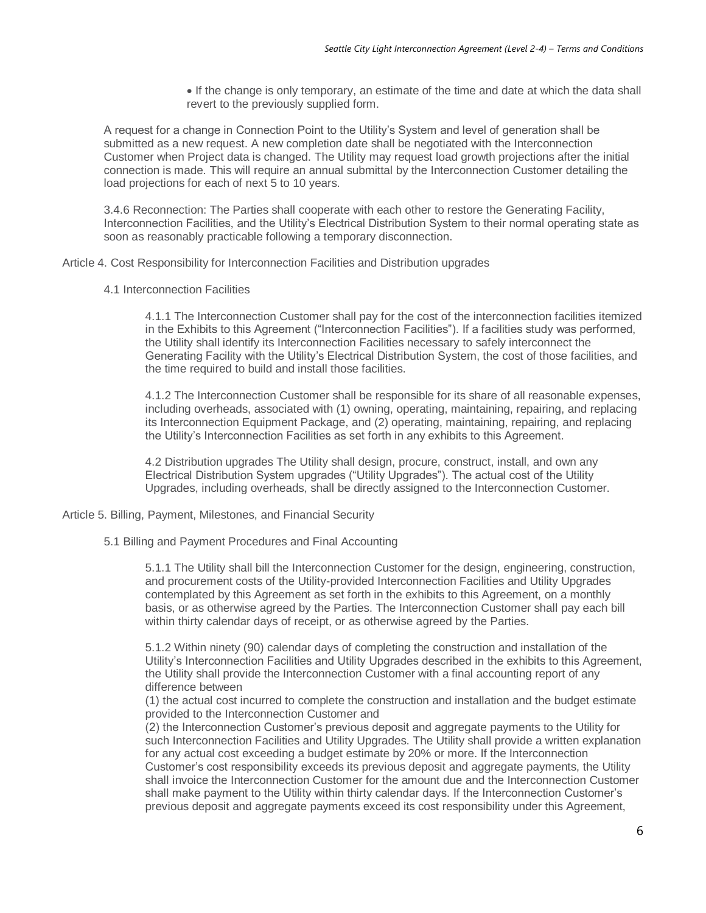- If the change is only temporary, an estimate of the time and date at which the data shall revert to the previously supplied form.

A request for a change in Connection Point to the Utility's System and level of generation shall be submitted as a new request. A new completion date shall be negotiated with the Interconnection Customer when Project data is changed. The Utility may request load growth projections after the initial connection is made. This will require an annual submittal by the Interconnection Customer detailing the load projections for each of next 5 to 10 years.

3.4.6 Reconnection: The Parties shall cooperate with each other to restore the Generating Facility, Interconnection Facilities, and the Utility's Electrical Distribution System to their normal operating state as soon as reasonably practicable following a temporary disconnection.

## Article 4. Cost Responsibility for Interconnection Facilities and Distribution upgrades

### 4.1 Interconnection Facilities

4.1.1 The Interconnection Customer shall pay for the cost of the interconnection facilities itemized in the Exhibits to this Agreement ("Interconnection Facilities"). If a facilities study was performed, the Utility shall identify its Interconnection Facilities necessary to safely interconnect the Generating Facility with the Utility's Electrical Distribution System, the cost of those facilities, and the time required to build and install those facilities.

4.1.2 The Interconnection Customer shall be responsible for its share of all reasonable expenses, including overheads, associated with (1) owning, operating, maintaining, repairing, and replacing its Interconnection Equipment Package, and (2) operating, maintaining, repairing, and replacing the Utility's Interconnection Facilities as set forth in any exhibits to this Agreement.

4.2 Distribution upgrades The Utility shall design, procure, construct, install, and own any Electrical Distribution System upgrades ("Utility Upgrades"). The actual cost of the Utility Upgrades, including overheads, shall be directly assigned to the Interconnection Customer.

## Article 5. Billing, Payment, Milestones, and Financial Security

### 5.1 Billing and Payment Procedures and Final Accounting

5.1.1 The Utility shall bill the Interconnection Customer for the design, engineering, construction, and procurement costs of the Utility-provided Interconnection Facilities and Utility Upgrades contemplated by this Agreement as set forth in the exhibits to this Agreement, on a monthly basis, or as otherwise agreed by the Parties. The Interconnection Customer shall pay each bill within thirty calendar days of receipt, or as otherwise agreed by the Parties.

5.1.2 Within ninety (90) calendar days of completing the construction and installation of the Utility's Interconnection Facilities and Utility Upgrades described in the exhibits to this Agreement, the Utility shall provide the Interconnection Customer with a final accounting report of any difference between

(1) the actual cost incurred to complete the construction and installation and the budget estimate provided to the Interconnection Customer and

(2) the Interconnection Customer's previous deposit and aggregate payments to the Utility for such Interconnection Facilities and Utility Upgrades. The Utility shall provide a written explanation for any actual cost exceeding a budget estimate by 20% or more. If the Interconnection Customer's cost responsibility exceeds its previous deposit and aggregate payments, the Utility shall invoice the Interconnection Customer for the amount due and the Interconnection Customer shall make payment to the Utility within thirty calendar days. If the Interconnection Customer's previous deposit and aggregate payments exceed its cost responsibility under this Agreement,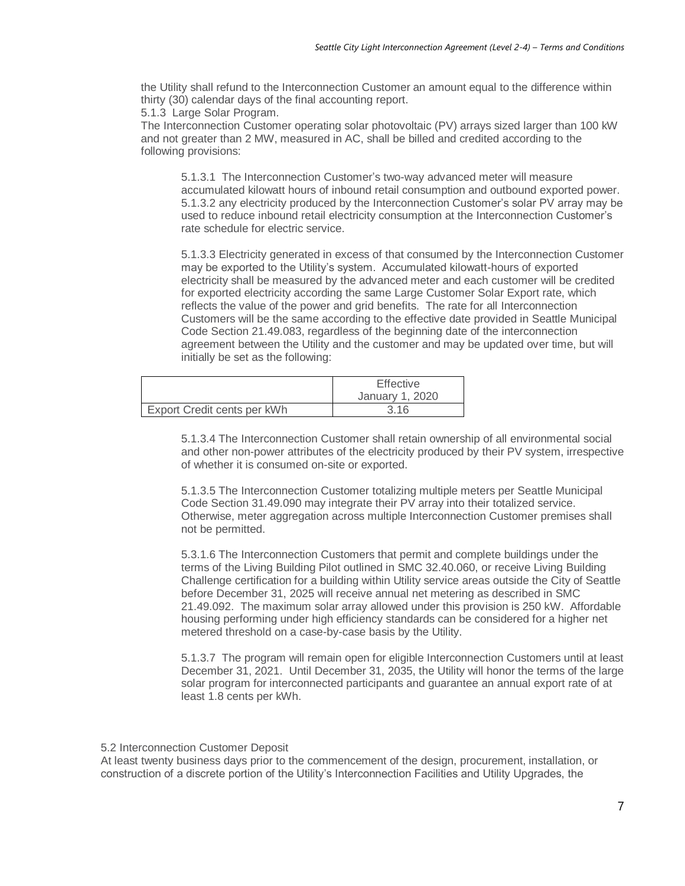the Utility shall refund to the Interconnection Customer an amount equal to the difference within thirty (30) calendar days of the final accounting report.

5.1.3 Large Solar Program.

The Interconnection Customer operating solar photovoltaic (PV) arrays sized larger than 100 kW and not greater than 2 MW, measured in AC, shall be billed and credited according to the following provisions:

5.1.3.1 The Interconnection Customer's two-way advanced meter will measure accumulated kilowatt hours of inbound retail consumption and outbound exported power.

5.1.3.2 any electricity produced by the Interconnection Customer's solar PV array may be used to reduce inbound retail electricity consumption at the Interconnection Customer's rate schedule for electric service.

5.1.3.3 Electricity generated in excess of that consumed by the Interconnection Customer may be exported to the Utility's system. Accumulated kilowatt-hours of exported electricity shall be measured by the advanced meter and each customer will be credited for exported electricity according the same Large Customer Solar Export rate, which reflects the value of the power and grid benefits. The rate for all Interconnection Customers will be the same according to the effective date provided in Seattle Municipal Code Section 21.49.083, regardless of the beginning date of the interconnection agreement between the Utility and the customer and may be updated over time, but will initially be set as the following:

| | Effective January 1, 2020 |
|---|---|
| Export Credit cents per kWh | 3.16 |

5.1.3.4 The Interconnection Customer shall retain ownership of all environmental social and other non-power attributes of the electricity produced by their PV system, irrespective of whether it is consumed on-site or exported.

5.1.3.5 The Interconnection Customer totalizing multiple meters per Seattle Municipal Code Section 31.49.090 may integrate their PV array into their totalized service. Otherwise, meter aggregation across multiple Interconnection Customer premises shall not be permitted.

5.3.1.6 The Interconnection Customers that permit and complete buildings under the terms of the Living Building Pilot outlined in SMC 32.40.060, or receive Living Building Challenge certification for a building within Utility service areas outside the City of Seattle before December 31, 2025 will receive annual net metering as described in SMC 21.49.092. The maximum solar array allowed under this provision is 250 kW. Affordable housing performing under high efficiency standards can be considered for a higher net metered threshold on a case-by-case basis by the Utility.

5.1.3.7 The program will remain open for eligible Interconnection Customers until at least December 31, 2021. Until December 31, 2035, the Utility will honor the terms of the large solar program for interconnected participants and guarantee an annual export rate of at least 1.8 cents per kWh.

5.2 Interconnection Customer Deposit

At least twenty business days prior to the commencement of the design, procurement, installation, or construction of a discrete portion of the Utility's Interconnection Facilities and Utility Upgrades, the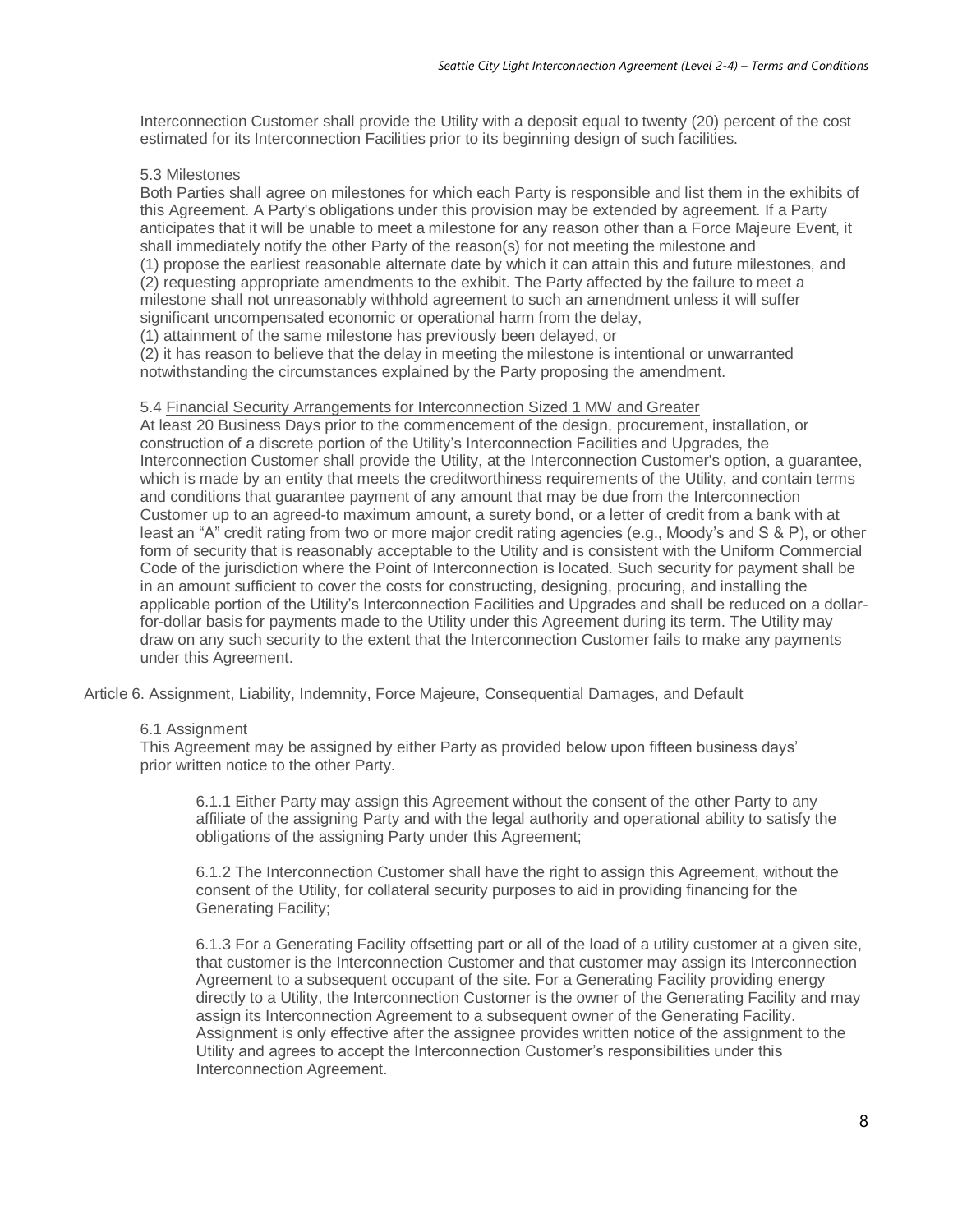Interconnection Customer shall provide the Utility with a deposit equal to twenty (20) percent of the cost estimated for its Interconnection Facilities prior to its beginning design of such facilities.

5.3 Milestones

Both Parties shall agree on milestones for which each Party is responsible and list them in the exhibits of this Agreement. A Party's obligations under this provision may be extended by agreement. If a Party anticipates that it will be unable to meet a milestone for any reason other than a Force Majeure Event, it shall immediately notify the other Party of the reason(s) for not meeting the milestone and
(1) propose the earliest reasonable alternate date by which it can attain this and future milestones, and
(2) requesting appropriate amendments to the exhibit. The Party affected by the failure to meet a milestone shall not unreasonably withhold agreement to such an amendment unless it will suffer significant uncompensated economic or operational harm from the delay,
(1) attainment of the same milestone has previously been delayed, or
(2) it has reason to believe that the delay in meeting the milestone is intentional or unwarranted notwithstanding the circumstances explained by the Party proposing the amendment.

5.4 Financial Security Arrangements for Interconnection Sized 1 MW and Greater

At least 20 Business Days prior to the commencement of the design, procurement, installation, or construction of a discrete portion of the Utility's Interconnection Facilities and Upgrades, the Interconnection Customer shall provide the Utility, at the Interconnection Customer's option, a guarantee, which is made by an entity that meets the creditworthiness requirements of the Utility, and contain terms and conditions that guarantee payment of any amount that may be due from the Interconnection Customer up to an agreed-to maximum amount, a surety bond, or a letter of credit from a bank with at least an "A" credit rating from two or more major credit rating agencies (e.g., Moody's and S & P), or other form of security that is reasonably acceptable to the Utility and is consistent with the Uniform Commercial Code of the jurisdiction where the Point of Interconnection is located. Such security for payment shall be in an amount sufficient to cover the costs for constructing, designing, procuring, and installing the applicable portion of the Utility's Interconnection Facilities and Upgrades and shall be reduced on a dollar-for-dollar basis for payments made to the Utility under this Agreement during its term. The Utility may draw on any such security to the extent that the Interconnection Customer fails to make any payments under this Agreement.

## Article 6. Assignment, Liability, Indemnity, Force Majeure, Consequential Damages, and Default

6.1 Assignment

This Agreement may be assigned by either Party as provided below upon fifteen business days' prior written notice to the other Party.

6.1.1 Either Party may assign this Agreement without the consent of the other Party to any affiliate of the assigning Party and with the legal authority and operational ability to satisfy the obligations of the assigning Party under this Agreement;

6.1.2 The Interconnection Customer shall have the right to assign this Agreement, without the consent of the Utility, for collateral security purposes to aid in providing financing for the Generating Facility;

6.1.3 For a Generating Facility offsetting part or all of the load of a utility customer at a given site, that customer is the Interconnection Customer and that customer may assign its Interconnection Agreement to a subsequent occupant of the site. For a Generating Facility providing energy directly to a Utility, the Interconnection Customer is the owner of the Generating Facility and may assign its Interconnection Agreement to a subsequent owner of the Generating Facility. Assignment is only effective after the assignee provides written notice of the assignment to the Utility and agrees to accept the Interconnection Customer's responsibilities under this Interconnection Agreement.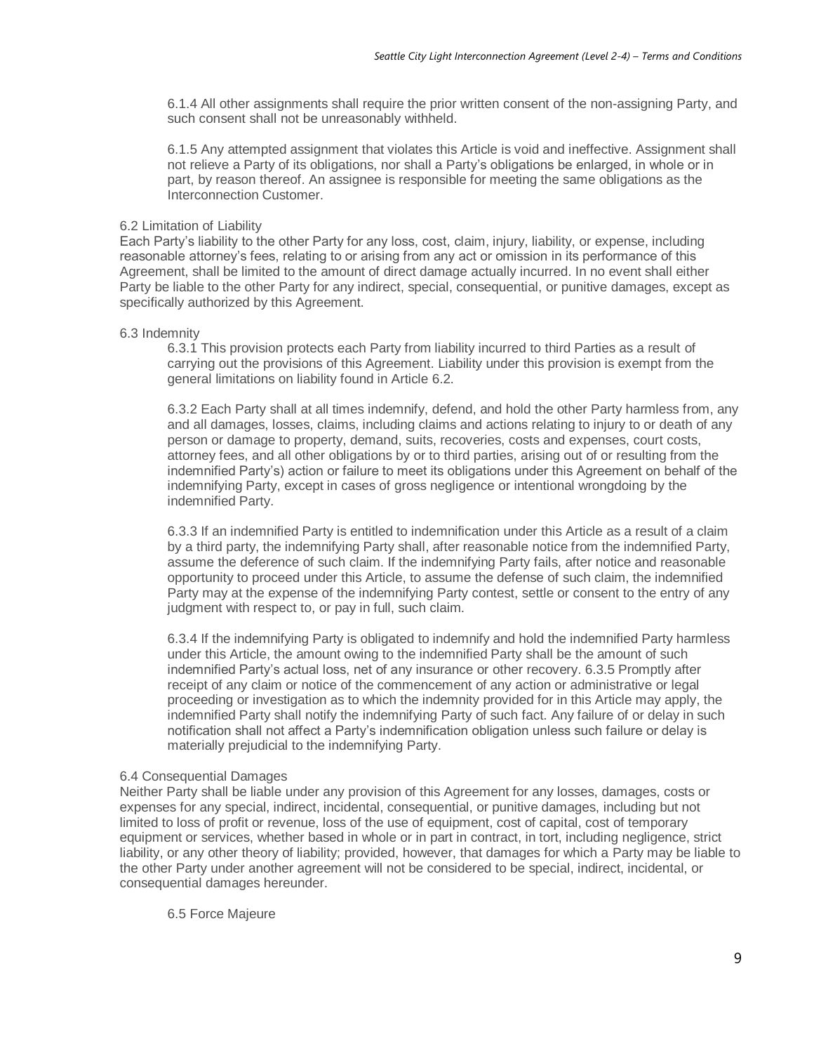6.1.4 All other assignments shall require the prior written consent of the non-assigning Party, and such consent shall not be unreasonably withheld.

6.1.5 Any attempted assignment that violates this Article is void and ineffective. Assignment shall not relieve a Party of its obligations, nor shall a Party's obligations be enlarged, in whole or in part, by reason thereof. An assignee is responsible for meeting the same obligations as the Interconnection Customer.

6.2 Limitation of Liability

Each Party's liability to the other Party for any loss, cost, claim, injury, liability, or expense, including reasonable attorney's fees, relating to or arising from any act or omission in its performance of this Agreement, shall be limited to the amount of direct damage actually incurred. In no event shall either Party be liable to the other Party for any indirect, special, consequential, or punitive damages, except as specifically authorized by this Agreement.

6.3 Indemnity

6.3.1 This provision protects each Party from liability incurred to third Parties as a result of carrying out the provisions of this Agreement. Liability under this provision is exempt from the general limitations on liability found in Article 6.2.

6.3.2 Each Party shall at all times indemnify, defend, and hold the other Party harmless from, any and all damages, losses, claims, including claims and actions relating to injury to or death of any person or damage to property, demand, suits, recoveries, costs and expenses, court costs, attorney fees, and all other obligations by or to third parties, arising out of or resulting from the indemnified Party's) action or failure to meet its obligations under this Agreement on behalf of the indemnifying Party, except in cases of gross negligence or intentional wrongdoing by the indemnified Party.

6.3.3 If an indemnified Party is entitled to indemnification under this Article as a result of a claim by a third party, the indemnifying Party shall, after reasonable notice from the indemnified Party, assume the deference of such claim. If the indemnifying Party fails, after notice and reasonable opportunity to proceed under this Article, to assume the defense of such claim, the indemnified Party may at the expense of the indemnifying Party contest, settle or consent to the entry of any judgment with respect to, or pay in full, such claim.

6.3.4 If the indemnifying Party is obligated to indemnify and hold the indemnified Party harmless under this Article, the amount owing to the indemnified Party shall be the amount of such indemnified Party's actual loss, net of any insurance or other recovery. 6.3.5 Promptly after receipt of any claim or notice of the commencement of any action or administrative or legal proceeding or investigation as to which the indemnity provided for in this Article may apply, the indemnified Party shall notify the indemnifying Party of such fact. Any failure of or delay in such notification shall not affect a Party's indemnification obligation unless such failure or delay is materially prejudicial to the indemnifying Party.

6.4 Consequential Damages

Neither Party shall be liable under any provision of this Agreement for any losses, damages, costs or expenses for any special, indirect, incidental, consequential, or punitive damages, including but not limited to loss of profit or revenue, loss of the use of equipment, cost of capital, cost of temporary equipment or services, whether based in whole or in part in contract, in tort, including negligence, strict liability, or any other theory of liability; provided, however, that damages for which a Party may be liable to the other Party under another agreement will not be considered to be special, indirect, incidental, or consequential damages hereunder.

6.5 Force Majeure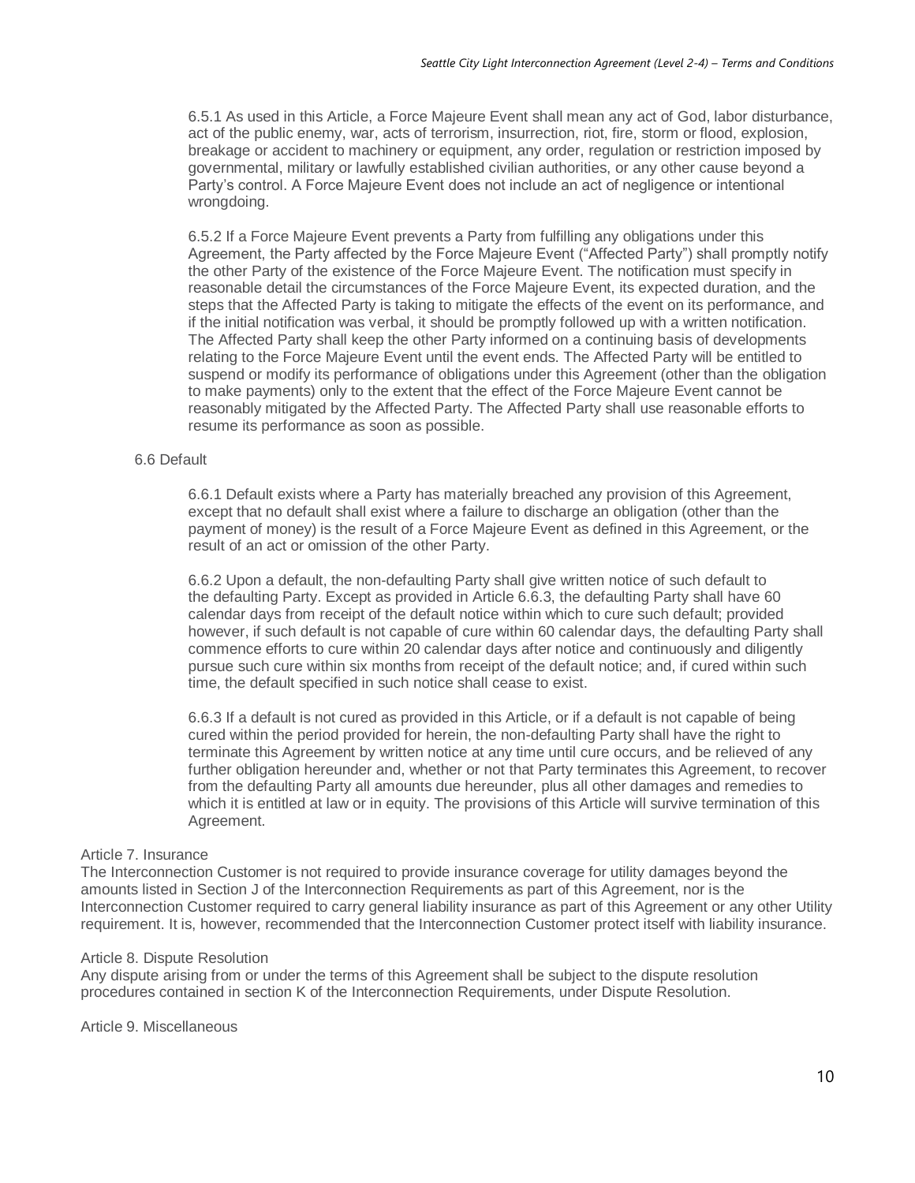6.5.1 As used in this Article, a Force Majeure Event shall mean any act of God, labor disturbance, act of the public enemy, war, acts of terrorism, insurrection, riot, fire, storm or flood, explosion, breakage or accident to machinery or equipment, any order, regulation or restriction imposed by governmental, military or lawfully established civilian authorities, or any other cause beyond a Party's control. A Force Majeure Event does not include an act of negligence or intentional wrongdoing.

6.5.2 If a Force Majeure Event prevents a Party from fulfilling any obligations under this Agreement, the Party affected by the Force Majeure Event ("Affected Party") shall promptly notify the other Party of the existence of the Force Majeure Event. The notification must specify in reasonable detail the circumstances of the Force Majeure Event, its expected duration, and the steps that the Affected Party is taking to mitigate the effects of the event on its performance, and if the initial notification was verbal, it should be promptly followed up with a written notification. The Affected Party shall keep the other Party informed on a continuing basis of developments relating to the Force Majeure Event until the event ends. The Affected Party will be entitled to suspend or modify its performance of obligations under this Agreement (other than the obligation to make payments) only to the extent that the effect of the Force Majeure Event cannot be reasonably mitigated by the Affected Party. The Affected Party shall use reasonable efforts to resume its performance as soon as possible.

6.6 Default

6.6.1 Default exists where a Party has materially breached any provision of this Agreement, except that no default shall exist where a failure to discharge an obligation (other than the payment of money) is the result of a Force Majeure Event as defined in this Agreement, or the result of an act or omission of the other Party.

6.6.2 Upon a default, the non-defaulting Party shall give written notice of such default to the defaulting Party. Except as provided in Article 6.6.3, the defaulting Party shall have 60 calendar days from receipt of the default notice within which to cure such default; provided however, if such default is not capable of cure within 60 calendar days, the defaulting Party shall commence efforts to cure within 20 calendar days after notice and continuously and diligently pursue such cure within six months from receipt of the default notice; and, if cured within such time, the default specified in such notice shall cease to exist.

6.6.3 If a default is not cured as provided in this Article, or if a default is not capable of being cured within the period provided for herein, the non-defaulting Party shall have the right to terminate this Agreement by written notice at any time until cure occurs, and be relieved of any further obligation hereunder and, whether or not that Party terminates this Agreement, to recover from the defaulting Party all amounts due hereunder, plus all other damages and remedies to which it is entitled at law or in equity. The provisions of this Article will survive termination of this Agreement.

Article 7. Insurance

The Interconnection Customer is not required to provide insurance coverage for utility damages beyond the amounts listed in Section J of the Interconnection Requirements as part of this Agreement, nor is the Interconnection Customer required to carry general liability insurance as part of this Agreement or any other Utility requirement. It is, however, recommended that the Interconnection Customer protect itself with liability insurance.

Article 8. Dispute Resolution

Any dispute arising from or under the terms of this Agreement shall be subject to the dispute resolution procedures contained in section K of the Interconnection Requirements, under Dispute Resolution.

Article 9. Miscellaneous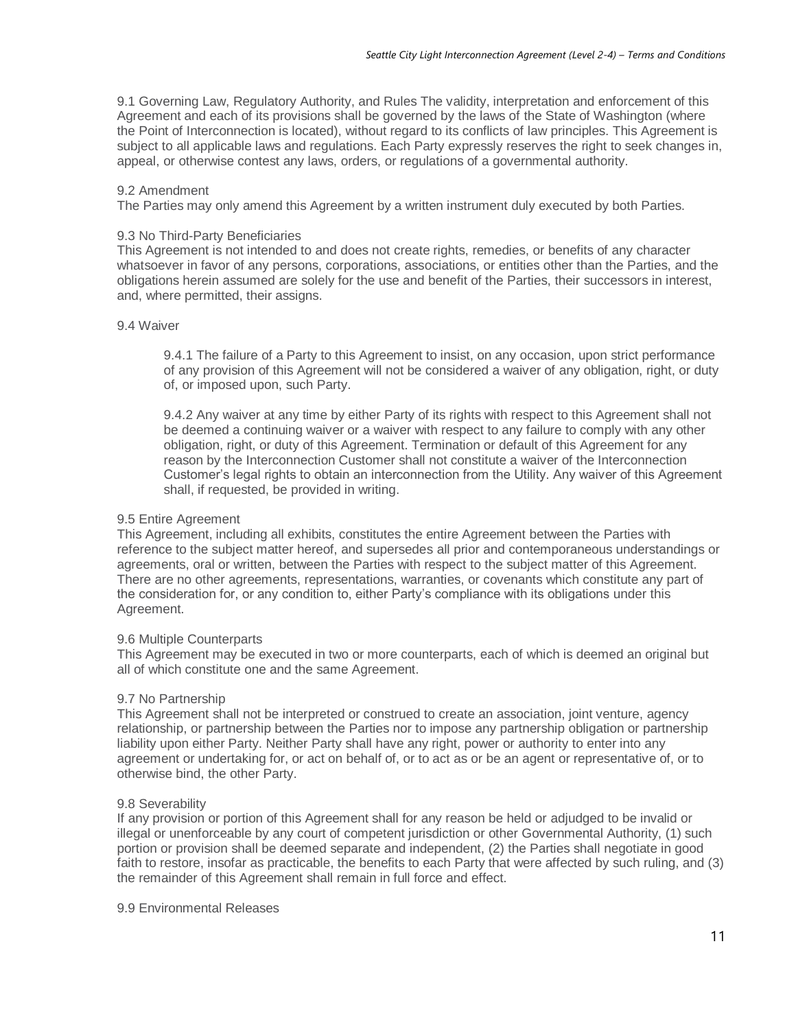9.1 Governing Law, Regulatory Authority, and Rules The validity, interpretation and enforcement of this Agreement and each of its provisions shall be governed by the laws of the State of Washington (where the Point of Interconnection is located), without regard to its conflicts of law principles. This Agreement is subject to all applicable laws and regulations. Each Party expressly reserves the right to seek changes in, appeal, or otherwise contest any laws, orders, or regulations of a governmental authority.

9.2 Amendment
The Parties may only amend this Agreement by a written instrument duly executed by both Parties.

9.3 No Third-Party Beneficiaries
This Agreement is not intended to and does not create rights, remedies, or benefits of any character whatsoever in favor of any persons, corporations, associations, or entities other than the Parties, and the obligations herein assumed are solely for the use and benefit of the Parties, their successors in interest, and, where permitted, their assigns.

9.4 Waiver

> 9.4.1 The failure of a Party to this Agreement to insist, on any occasion, upon strict performance of any provision of this Agreement will not be considered a waiver of any obligation, right, or duty of, or imposed upon, such Party.
>
> 9.4.2 Any waiver at any time by either Party of its rights with respect to this Agreement shall not be deemed a continuing waiver or a waiver with respect to any failure to comply with any other obligation, right, or duty of this Agreement. Termination or default of this Agreement for any reason by the Interconnection Customer shall not constitute a waiver of the Interconnection Customer's legal rights to obtain an interconnection from the Utility. Any waiver of this Agreement shall, if requested, be provided in writing.

9.5 Entire Agreement
This Agreement, including all exhibits, constitutes the entire Agreement between the Parties with reference to the subject matter hereof, and supersedes all prior and contemporaneous understandings or agreements, oral or written, between the Parties with respect to the subject matter of this Agreement. There are no other agreements, representations, warranties, or covenants which constitute any part of the consideration for, or any condition to, either Party's compliance with its obligations under this Agreement.

9.6 Multiple Counterparts
This Agreement may be executed in two or more counterparts, each of which is deemed an original but all of which constitute one and the same Agreement.

9.7 No Partnership
This Agreement shall not be interpreted or construed to create an association, joint venture, agency relationship, or partnership between the Parties nor to impose any partnership obligation or partnership liability upon either Party. Neither Party shall have any right, power or authority to enter into any agreement or undertaking for, or act on behalf of, or to act as or be an agent or representative of, or to otherwise bind, the other Party.

9.8 Severability
If any provision or portion of this Agreement shall for any reason be held or adjudged to be invalid or illegal or unenforceable by any court of competent jurisdiction or other Governmental Authority, (1) such portion or provision shall be deemed separate and independent, (2) the Parties shall negotiate in good faith to restore, insofar as practicable, the benefits to each Party that were affected by such ruling, and (3) the remainder of this Agreement shall remain in full force and effect.

9.9 Environmental Releases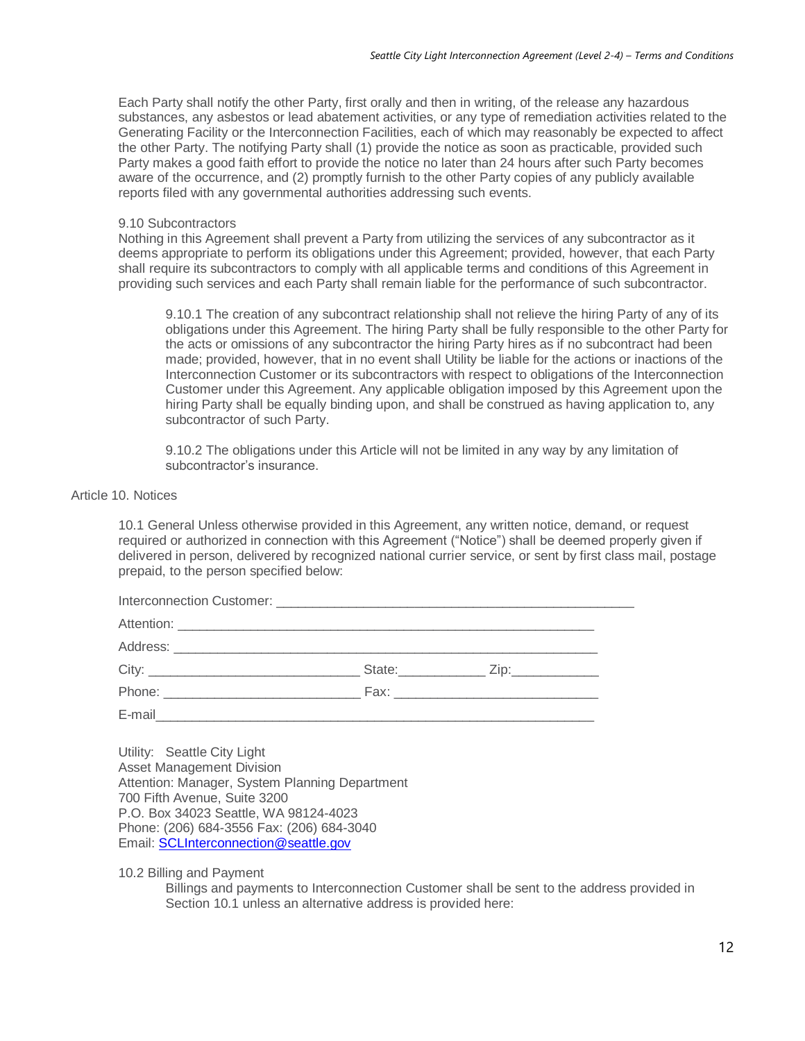Each Party shall notify the other Party, first orally and then in writing, of the release any hazardous substances, any asbestos or lead abatement activities, or any type of remediation activities related to the Generating Facility or the Interconnection Facilities, each of which may reasonably be expected to affect the other Party. The notifying Party shall (1) provide the notice as soon as practicable, provided such Party makes a good faith effort to provide the notice no later than 24 hours after such Party becomes aware of the occurrence, and (2) promptly furnish to the other Party copies of any publicly available reports filed with any governmental authorities addressing such events.

9.10 Subcontractors
Nothing in this Agreement shall prevent a Party from utilizing the services of any subcontractor as it deems appropriate to perform its obligations under this Agreement; provided, however, that each Party shall require its subcontractors to comply with all applicable terms and conditions of this Agreement in providing such services and each Party shall remain liable for the performance of such subcontractor.

> 9.10.1 The creation of any subcontract relationship shall not relieve the hiring Party of any of its obligations under this Agreement. The hiring Party shall be fully responsible to the other Party for the acts or omissions of any subcontractor the hiring Party hires as if no subcontract had been made; provided, however, that in no event shall Utility be liable for the actions or inactions of the Interconnection Customer or its subcontractors with respect to obligations of the Interconnection Customer under this Agreement. Any applicable obligation imposed by this Agreement upon the hiring Party shall be equally binding upon, and shall be construed as having application to, any subcontractor of such Party.
>
> 9.10.2 The obligations under this Article will not be limited in any way by any limitation of subcontractor's insurance.

## Article 10. Notices

10.1 General Unless otherwise provided in this Agreement, any written notice, demand, or request required or authorized in connection with this Agreement ("Notice") shall be deemed properly given if delivered in person, delivered by recognized national currier service, or sent by first class mail, postage prepaid, to the person specified below:

Interconnection Customer: ____________________________________________

Attention: ____________________________________________________

Address: _____________________________________________________

City: ___________________________ State:___________ Zip:___________

Phone: _________________________ Fax: __________________________

E-mail_________________________________________________________

Utility: Seattle City Light
Asset Management Division
Attention: Manager, System Planning Department
700 Fifth Avenue, Suite 3200
P.O. Box 34023 Seattle, WA 98124-4023
Phone: (206) 684-3556 Fax: (206) 684-3040
Email: SCLInterconnection@seattle.gov

10.2 Billing and Payment
Billings and payments to Interconnection Customer shall be sent to the address provided in Section 10.1 unless an alternative address is provided here: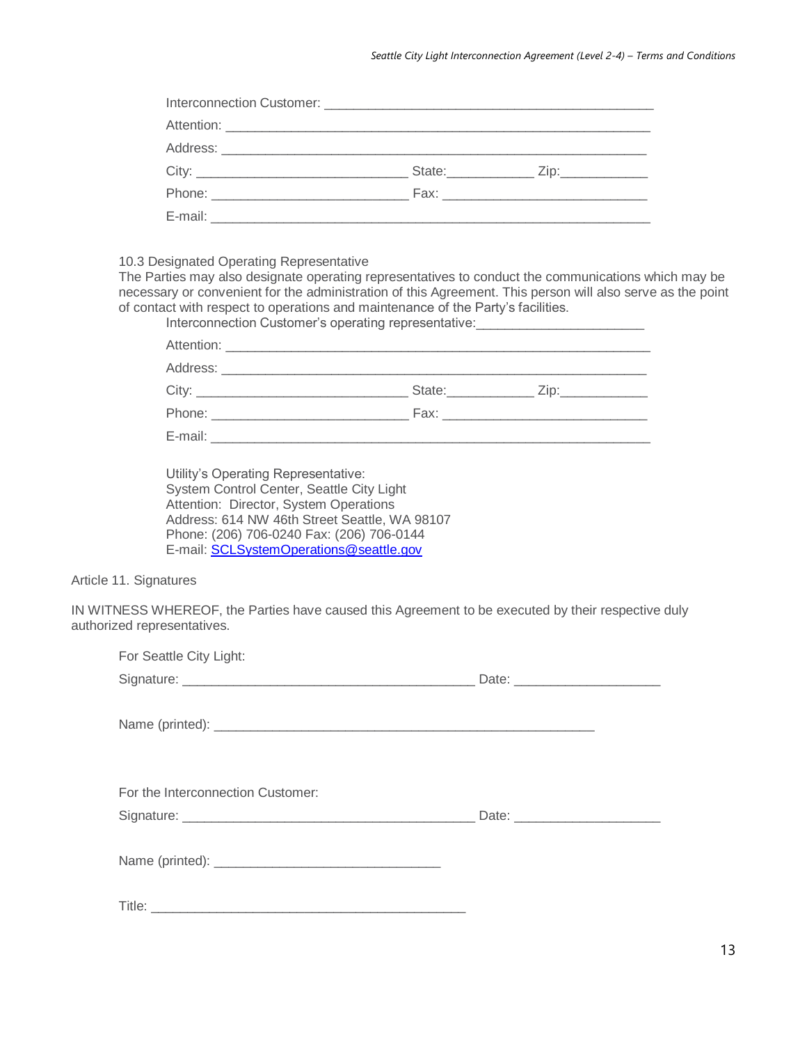Interconnection Customer: _____________________________________________

Attention: ___________________________________________________________

Address: ____________________________________________________________

City: _____________________________ State:____________ Zip:____________

Phone: ___________________________ Fax: ____________________________

E-mail: ______________________________________________________________

10.3 Designated Operating Representative

The Parties may also designate operating representatives to conduct the communications which may be necessary or convenient for the administration of this Agreement. This person will also serve as the point of contact with respect to operations and maintenance of the Party's facilities.

Interconnection Customer's operating representative:_______________________

Attention: ___________________________________________________________

Address: ____________________________________________________________

City: _____________________________ State:____________ Zip:____________

Phone: ___________________________ Fax: ____________________________

E-mail: ______________________________________________________________

Utility's Operating Representative:
System Control Center, Seattle City Light
Attention: Director, System Operations
Address: 614 NW 46th Street Seattle, WA 98107
Phone: (206) 706-0240 Fax: (206) 706-0144
E-mail: SCLSystemOperations@seattle.gov

Article 11. Signatures

IN WITNESS WHEREOF, the Parties have caused this Agreement to be executed by their respective duly authorized representatives.

For Seattle City Light:

Signature: ________________________________________ Date: ____________________

Name (printed): _____________________________________________________

For the Interconnection Customer:

Signature: ________________________________________ Date: ____________________

Name (printed): ________________________________

Title: ___________________________________________